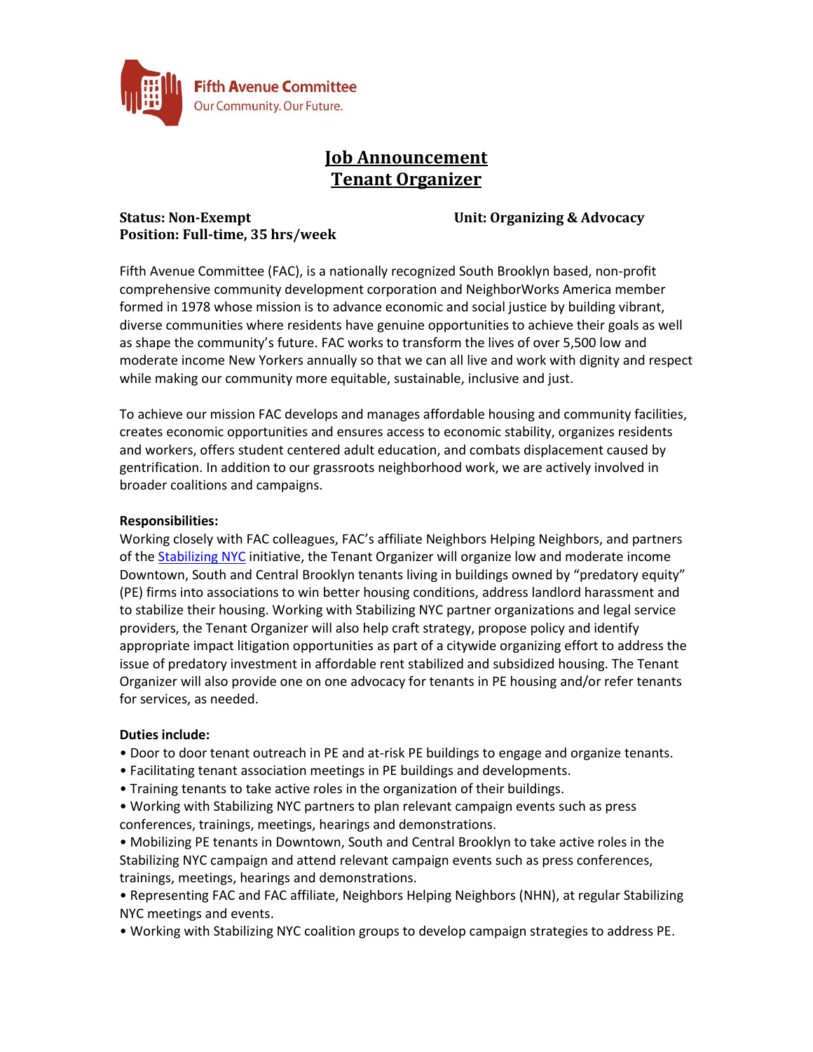Fifth Avenue Committee
Our Community. Our Future.

# Job Announcement
# Tenant Organizer

**Status: Non-Exempt**
**Position: Full-time, 35 hrs/week**

**Unit: Organizing & Advocacy**

Fifth Avenue Committee (FAC), is a nationally recognized South Brooklyn based, non-profit comprehensive community development corporation and NeighborWorks America member formed in 1978 whose mission is to advance economic and social justice by building vibrant, diverse communities where residents have genuine opportunities to achieve their goals as well as shape the community's future. FAC works to transform the lives of over 5,500 low and moderate income New Yorkers annually so that we can all live and work with dignity and respect while making our community more equitable, sustainable, inclusive and just.

To achieve our mission FAC develops and manages affordable housing and community facilities, creates economic opportunities and ensures access to economic stability, organizes residents and workers, offers student centered adult education, and combats displacement caused by gentrification. In addition to our grassroots neighborhood work, we are actively involved in broader coalitions and campaigns.

**Responsibilities:**

Working closely with FAC colleagues, FAC's affiliate Neighbors Helping Neighbors, and partners of the Stabilizing NYC initiative, the Tenant Organizer will organize low and moderate income Downtown, South and Central Brooklyn tenants living in buildings owned by "predatory equity" (PE) firms into associations to win better housing conditions, address landlord harassment and to stabilize their housing. Working with Stabilizing NYC partner organizations and legal service providers, the Tenant Organizer will also help craft strategy, propose policy and identify appropriate impact litigation opportunities as part of a citywide organizing effort to address the issue of predatory investment in affordable rent stabilized and subsidized housing. The Tenant Organizer will also provide one on one advocacy for tenants in PE housing and/or refer tenants for services, as needed.

**Duties include:**

- Door to door tenant outreach in PE and at-risk PE buildings to engage and organize tenants.
- Facilitating tenant association meetings in PE buildings and developments.
- Training tenants to take active roles in the organization of their buildings.
- Working with Stabilizing NYC partners to plan relevant campaign events such as press conferences, trainings, meetings, hearings and demonstrations.
- Mobilizing PE tenants in Downtown, South and Central Brooklyn to take active roles in the Stabilizing NYC campaign and attend relevant campaign events such as press conferences, trainings, meetings, hearings and demonstrations.
- Representing FAC and FAC affiliate, Neighbors Helping Neighbors (NHN), at regular Stabilizing NYC meetings and events.
- Working with Stabilizing NYC coalition groups to develop campaign strategies to address PE.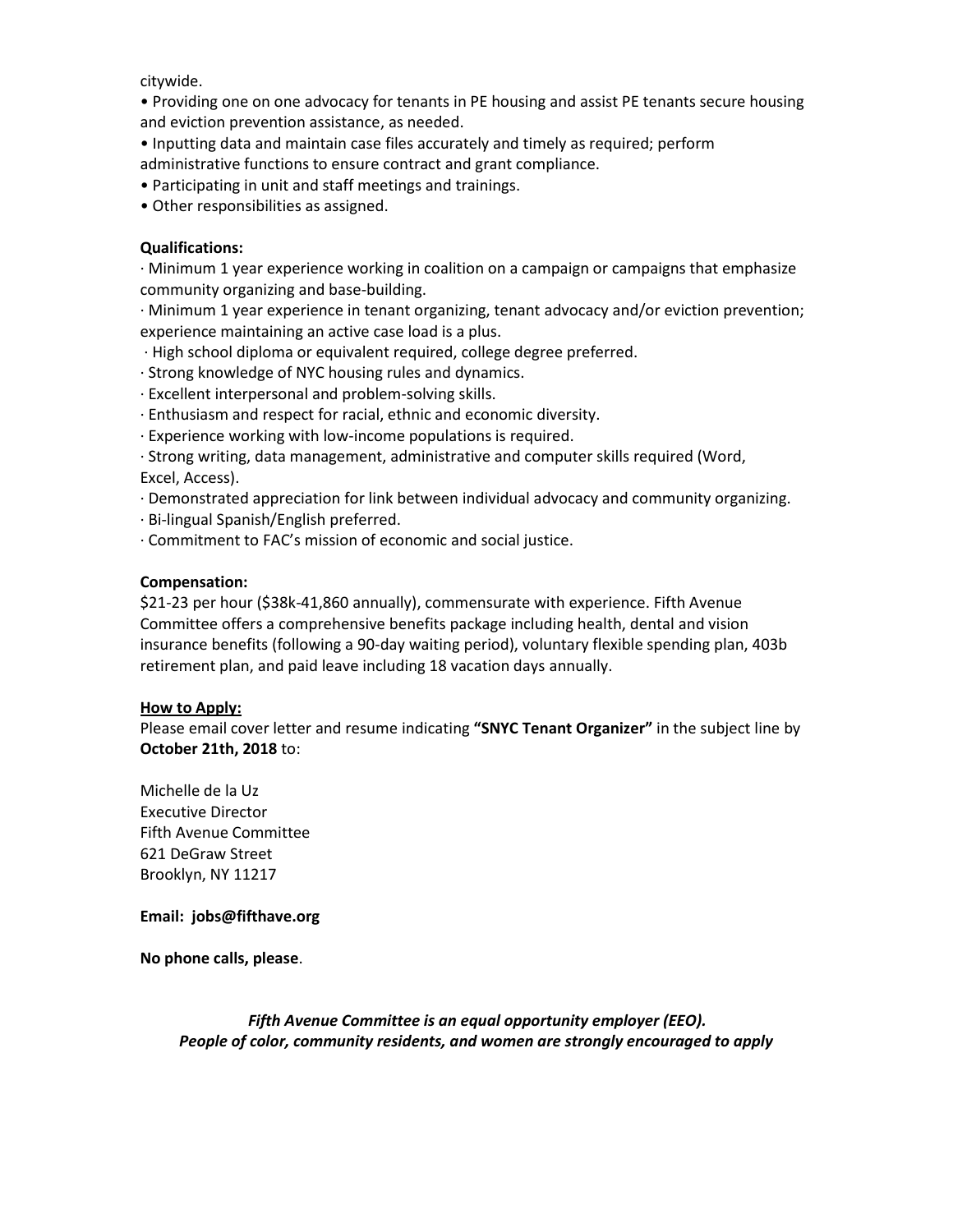citywide.

- Providing one on one advocacy for tenants in PE housing and assist PE tenants secure housing and eviction prevention assistance, as needed.
- Inputting data and maintain case files accurately and timely as required; perform administrative functions to ensure contract and grant compliance.
- Participating in unit and staff meetings and trainings.
- Other responsibilities as assigned.

**Qualifications:**

- Minimum 1 year experience working in coalition on a campaign or campaigns that emphasize community organizing and base-building.
- Minimum 1 year experience in tenant organizing, tenant advocacy and/or eviction prevention; experience maintaining an active case load is a plus.
- High school diploma or equivalent required, college degree preferred.
- Strong knowledge of NYC housing rules and dynamics.
- Excellent interpersonal and problem-solving skills.
- Enthusiasm and respect for racial, ethnic and economic diversity.
- Experience working with low-income populations is required.
- Strong writing, data management, administrative and computer skills required (Word, Excel, Access).
- Demonstrated appreciation for link between individual advocacy and community organizing.
- Bi-lingual Spanish/English preferred.
- Commitment to FAC's mission of economic and social justice.

**Compensation:**

$21-23 per hour ($38k-41,860 annually), commensurate with experience. Fifth Avenue Committee offers a comprehensive benefits package including health, dental and vision insurance benefits (following a 90-day waiting period), voluntary flexible spending plan, 403b retirement plan, and paid leave including 18 vacation days annually.

**How to Apply:**

Please email cover letter and resume indicating **"SNYC Tenant Organizer"** in the subject line by **October 21th, 2018** to:

Michelle de la Uz
Executive Director
Fifth Avenue Committee
621 DeGraw Street
Brooklyn, NY 11217

**Email: jobs@fifthave.org**

**No phone calls, please**.

***Fifth Avenue Committee is an equal opportunity employer (EEO).***
***People of color, community residents, and women are strongly encouraged to apply***